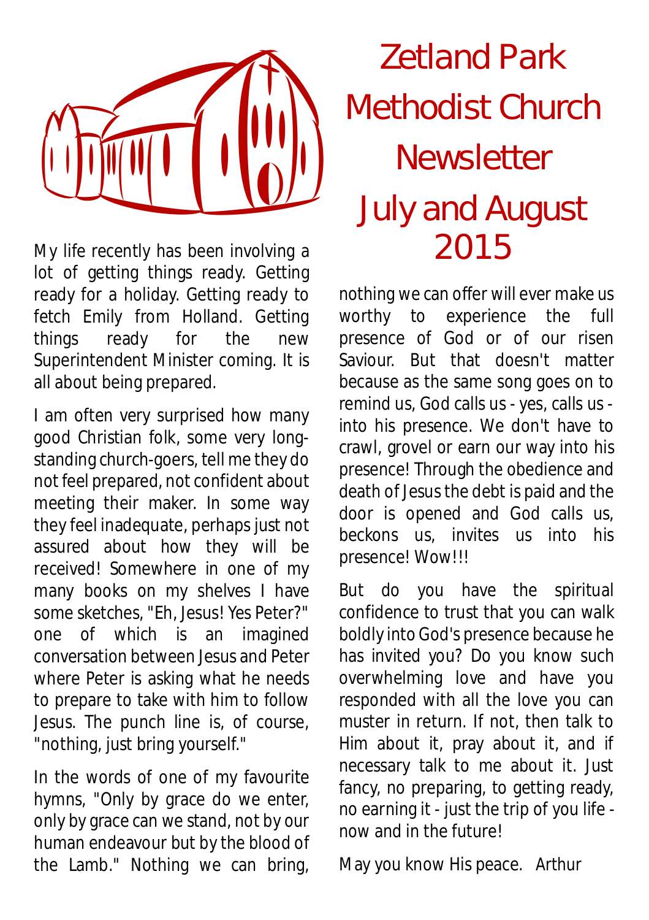# Zetland Park Methodist Church Newsletter July and August 2015

My life recently has been involving a lot of getting things ready. Getting ready for a holiday. Getting ready to fetch Emily from Holland. Getting things ready for the new Superintendent Minister coming. It is all about being prepared.

I am often very surprised how many good Christian folk, some very long-standing church-goers, tell me they do not feel prepared, not confident about meeting their maker. In some way they feel inadequate, perhaps just not assured about how they will be received! Somewhere in one of my many books on my shelves I have some sketches, "Eh, Jesus! Yes Peter?" one of which is an imagined conversation between Jesus and Peter where Peter is asking what he needs to prepare to take with him to follow Jesus. The punch line is, of course, "nothing, just bring yourself."

In the words of one of my favourite hymns, "Only by grace do we enter, only by grace can we stand, not by our human endeavour but by the blood of the Lamb." Nothing we can bring, nothing we can offer will ever make us worthy to experience the full presence of God or of our risen Saviour. But that doesn't matter because as the same song goes on to remind us, God calls us - yes, calls us - into his presence. We don't have to crawl, grovel or earn our way into his presence! Through the obedience and death of Jesus the debt is paid and the door is opened and God calls us, beckons us, invites us into his presence! Wow!!!

But do you have the spiritual confidence to trust that you can walk boldly into God's presence because he has invited you? Do you know such overwhelming love and have you responded with all the love you can muster in return. If not, then talk to Him about it, pray about it, and if necessary talk to me about it. Just fancy, no preparing, to getting ready, no earning it - just the trip of you life - now and in the future!

May you know His peace. Arthur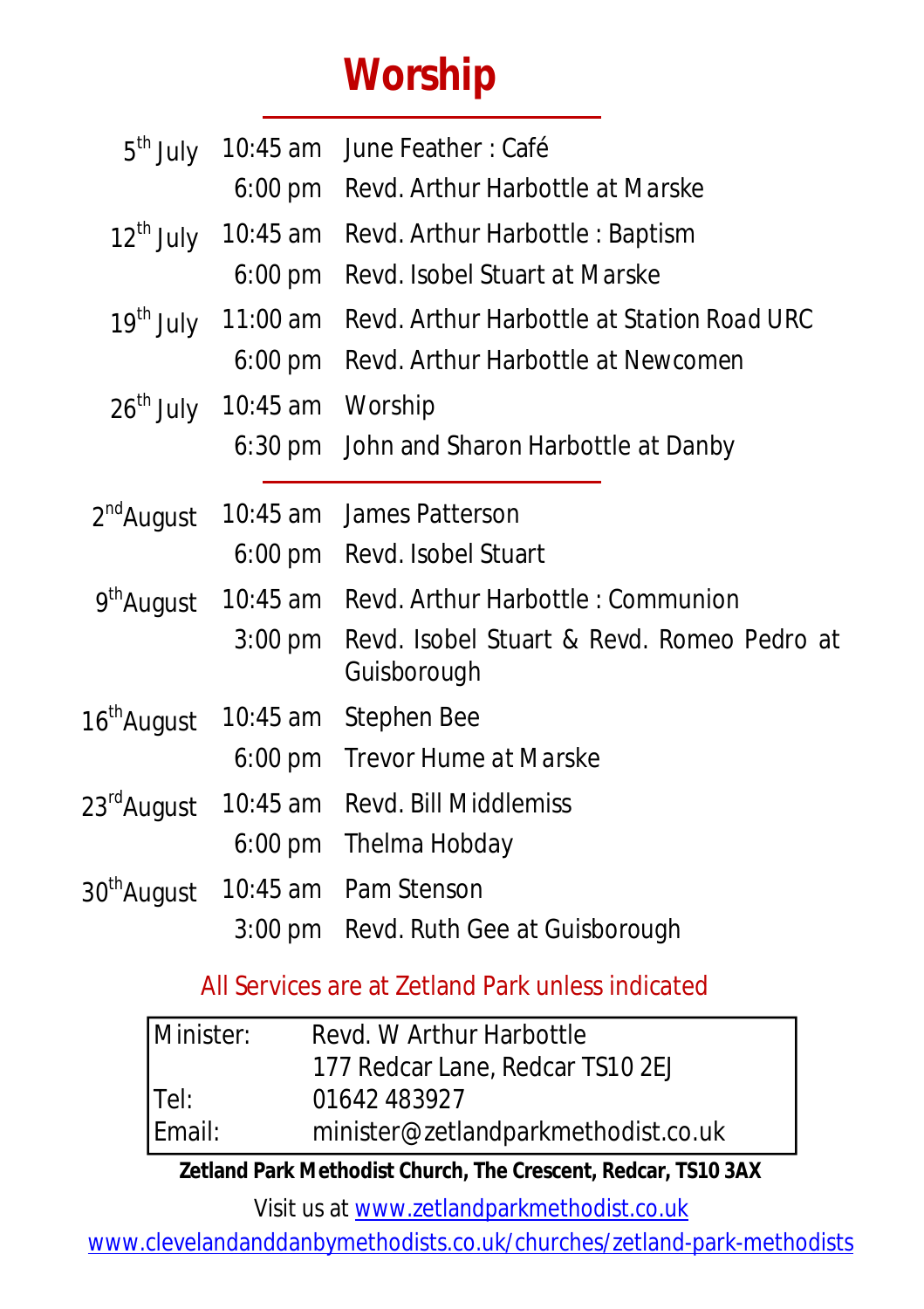# Worship

| | | |
|---|---|---|
| 5th July | 10:45 am | June Feather : Café |
| | 6:00 pm | Revd. Arthur Harbottle at Marske |
| 12th July | 10:45 am | Revd. Arthur Harbottle : Baptism |
| | 6:00 pm | Revd. Isobel Stuart at Marske |
| 19th July | 11:00 am | Revd. Arthur Harbottle at Station Road URC |
| | 6:00 pm | Revd. Arthur Harbottle at Newcomen |
| 26th July | 10:45 am | Worship |
| | 6:30 pm | John and Sharon Harbottle at Danby |

---

| | | |
|---|---|---|
| 2nd August | 10:45 am | James Patterson |
| | 6:00 pm | Revd. Isobel Stuart |
| 9th August | 10:45 am | Revd. Arthur Harbottle : Communion |
| | 3:00 pm | Revd. Isobel Stuart & Revd. Romeo Pedro at Guisborough |
| 16th August | 10:45 am | Stephen Bee |
| | 6:00 pm | Trevor Hume at Marske |
| 23rd August | 10:45 am | Revd. Bill Middlemiss |
| | 6:00 pm | Thelma Hobday |
| 30th August | 10:45 am | Pam Stenson |
| | 3:00 pm | Revd. Ruth Gee at Guisborough |

All Services are at Zetland Park unless indicated

| | |
|---|---|
| Minister: | Revd. W Arthur Harbottle |
| | 177 Redcar Lane, Redcar TS10 2EJ |
| Tel: | 01642 483927 |
| Email: | minister@zetlandparkmethodist.co.uk |

**Zetland Park Methodist Church, The Crescent, Redcar, TS10 3AX**

Visit us at www.zetlandparkmethodist.co.uk

www.clevelandanddanbymethodists.co.uk/churches/zetland-park-methodists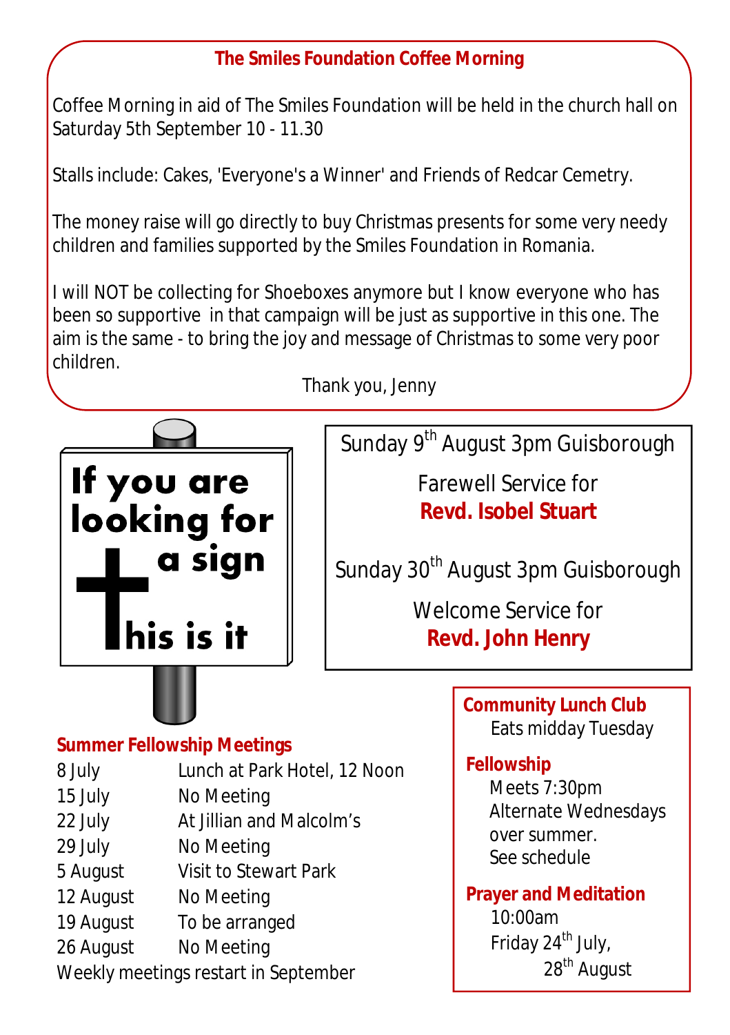## The Smiles Foundation Coffee Morning

Coffee Morning in aid of The Smiles Foundation will be held in the church hall on Saturday 5th September 10 - 11.30

Stalls include: Cakes, 'Everyone's a Winner' and Friends of Redcar Cemetry.

The money raise will go directly to buy Christmas presents for some very needy children and families supported by the Smiles Foundation in Romania.

I will NOT be collecting for Shoeboxes anymore but I know everyone who has been so supportive in that campaign will be just as supportive in this one. The aim is the same - to bring the joy and message of Christmas to some very poor children.

Thank you, Jenny

**If you are looking for a sign**

**This is it**

Sunday 9th August 3pm Guisborough

Farewell Service for
**Revd. Isobel Stuart**

Sunday 30th August 3pm Guisborough

Welcome Service for
**Revd. John Henry**

## Summer Fellowship Meetings

| | |
|---|---|
| 8 July | Lunch at Park Hotel, 12 Noon |
| 15 July | No Meeting |
| 22 July | At Jillian and Malcolm's |
| 29 July | No Meeting |
| 5 August | Visit to Stewart Park |
| 12 August | No Meeting |
| 19 August | To be arranged |
| 26 August | No Meeting |

Weekly meetings restart in September

**Community Lunch Club**
Eats midday Tuesday

**Fellowship**
Meets 7:30pm
Alternate Wednesdays over summer.
See schedule

**Prayer and Meditation**
10:00am
Friday 24th July,
28th August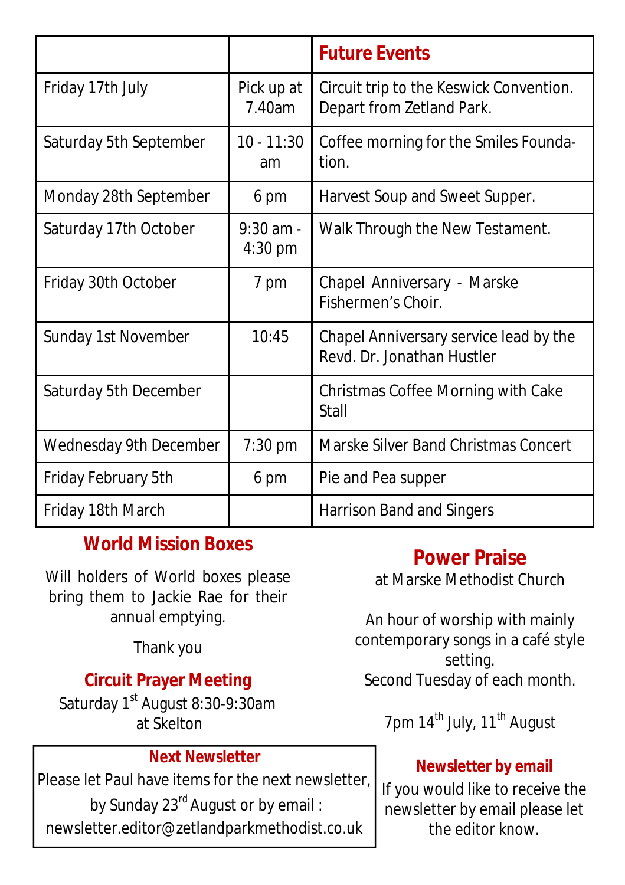| | | Future Events |
|---|---|---|
| Friday 17th July | Pick up at 7.40am | Circuit trip to the Keswick Convention. Depart from Zetland Park. |
| Saturday 5th September | 10 - 11:30 am | Coffee morning for the Smiles Foundation. |
| Monday 28th September | 6 pm | Harvest Soup and Sweet Supper. |
| Saturday 17th October | 9:30 am - 4:30 pm | Walk Through the New Testament. |
| Friday 30th October | 7 pm | Chapel Anniversary - Marske Fishermen's Choir. |
| Sunday 1st November | 10:45 | Chapel Anniversary service lead by the Revd. Dr. Jonathan Hustler |
| Saturday 5th December | | Christmas Coffee Morning with Cake Stall |
| Wednesday 9th December | 7:30 pm | Marske Silver Band Christmas Concert |
| Friday February 5th | 6 pm | Pie and Pea supper |
| Friday 18th March | | Harrison Band and Singers |

## World Mission Boxes

Will holders of World boxes please bring them to Jackie Rae for their annual emptying.

Thank you

## Circuit Prayer Meeting

Saturday 1st August 8:30-9:30am at Skelton

## Next Newsletter

Please let Paul have items for the next newsletter, by Sunday 23rd August or by email : newsletter.editor@zetlandparkmethodist.co.uk

## Power Praise

at Marske Methodist Church

An hour of worship with mainly contemporary songs in a café style setting.
Second Tuesday of each month.

7pm 14th July, 11th August

## Newsletter by email

If you would like to receive the newsletter by email please let the editor know.